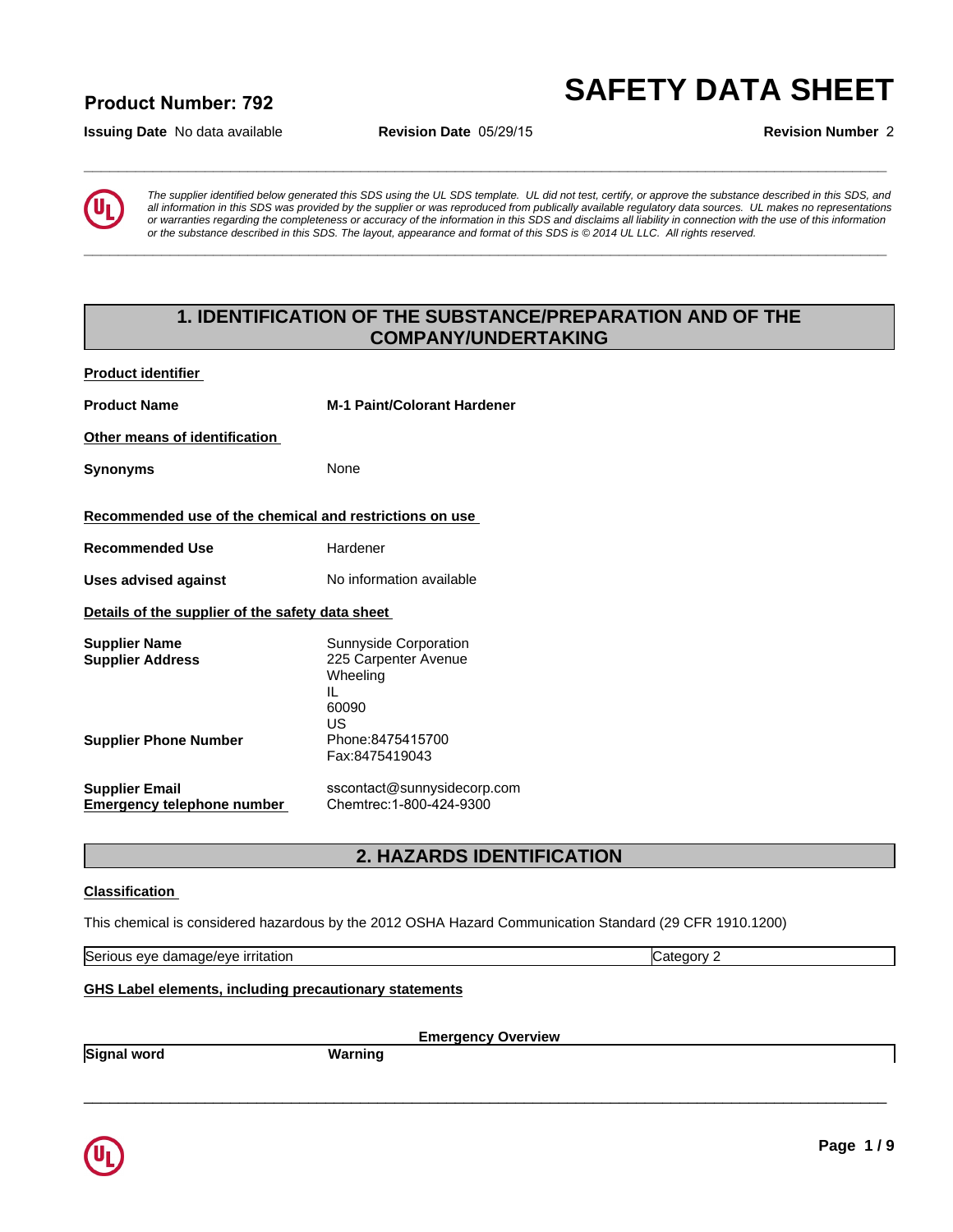**Product Number: 792**

# SAFETY DATA SHEET

**Issuing Date** No data available **Revision Date** 05/29/15 **Revision Number** 2

*The supplier identified below generated this SDS using the UL SDS template. UL did not test, certify, or approve the substance described in this SDS, and all information in this SDS was provided by the supplier or was reproduced from publically available regulatory data sources. UL makes no representations or warranties regarding the completeness or accuracy of the information in this SDS and disclaims all liability in connection with the use of this information or the substance described in this SDS. The layout, appearance and format of this SDS is © 2014 UL LLC. All rights reserved.*

## 1. IDENTIFICATION OF THE SUBSTANCE/PREPARATION AND OF THE COMPANY/UNDERTAKING

**Product identifier**

**Product Name** **M-1 Paint/Colorant Hardener**

**Other means of identification**

**Synonyms** None

**Recommended use of the chemical and restrictions on use**

**Recommended Use** Hardener

**Uses advised against** No information available

**Details of the supplier of the safety data sheet**

**Supplier Name** Sunnyside Corporation
**Supplier Address** 225 Carpenter Avenue
Wheeling
IL
60090
US

**Supplier Phone Number** Phone:8475415700
Fax:8475419043

**Supplier Email** sscontact@sunnysidecorp.com
**Emergency telephone number** Chemtrec:1-800-424-9300

## 2. HAZARDS IDENTIFICATION

**Classification**

This chemical is considered hazardous by the 2012 OSHA Hazard Communication Standard (29 CFR 1910.1200)

| Serious eye damage/eye irritation | Category 2 |
|---|---|

**GHS Label elements, including precautionary statements**

**Emergency Overview**

| **Signal word** | **Warning** |
|---|---|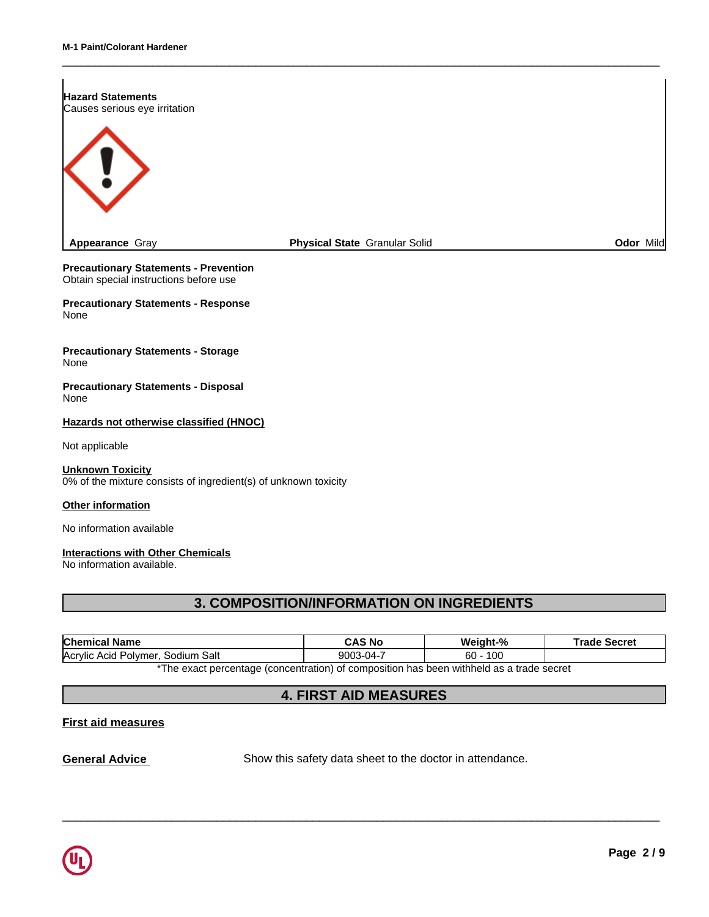**Hazard Statements**
Causes serious eye irritation

**Appearance** Gray **Physical State** Granular Solid **Odor** Mild

**Precautionary Statements - Prevention**
Obtain special instructions before use

**Precautionary Statements - Response**
None

**Precautionary Statements - Storage**
None

**Precautionary Statements - Disposal**
None

**Hazards not otherwise classified (HNOC)**

Not applicable

**Unknown Toxicity**
0% of the mixture consists of ingredient(s) of unknown toxicity

**Other information**

No information available

**Interactions with Other Chemicals**
No information available.

## 3. COMPOSITION/INFORMATION ON INGREDIENTS

| Chemical Name | CAS No | Weight-% | Trade Secret |
|---|---|---|---|
| Acrylic Acid Polymer, Sodium Salt | 9003-04-7 | 60 - 100 | |

*The exact percentage (concentration) of composition has been withheld as a trade secret

## 4. FIRST AID MEASURES

**First aid measures**

**General Advice** Show this safety data sheet to the doctor in attendance.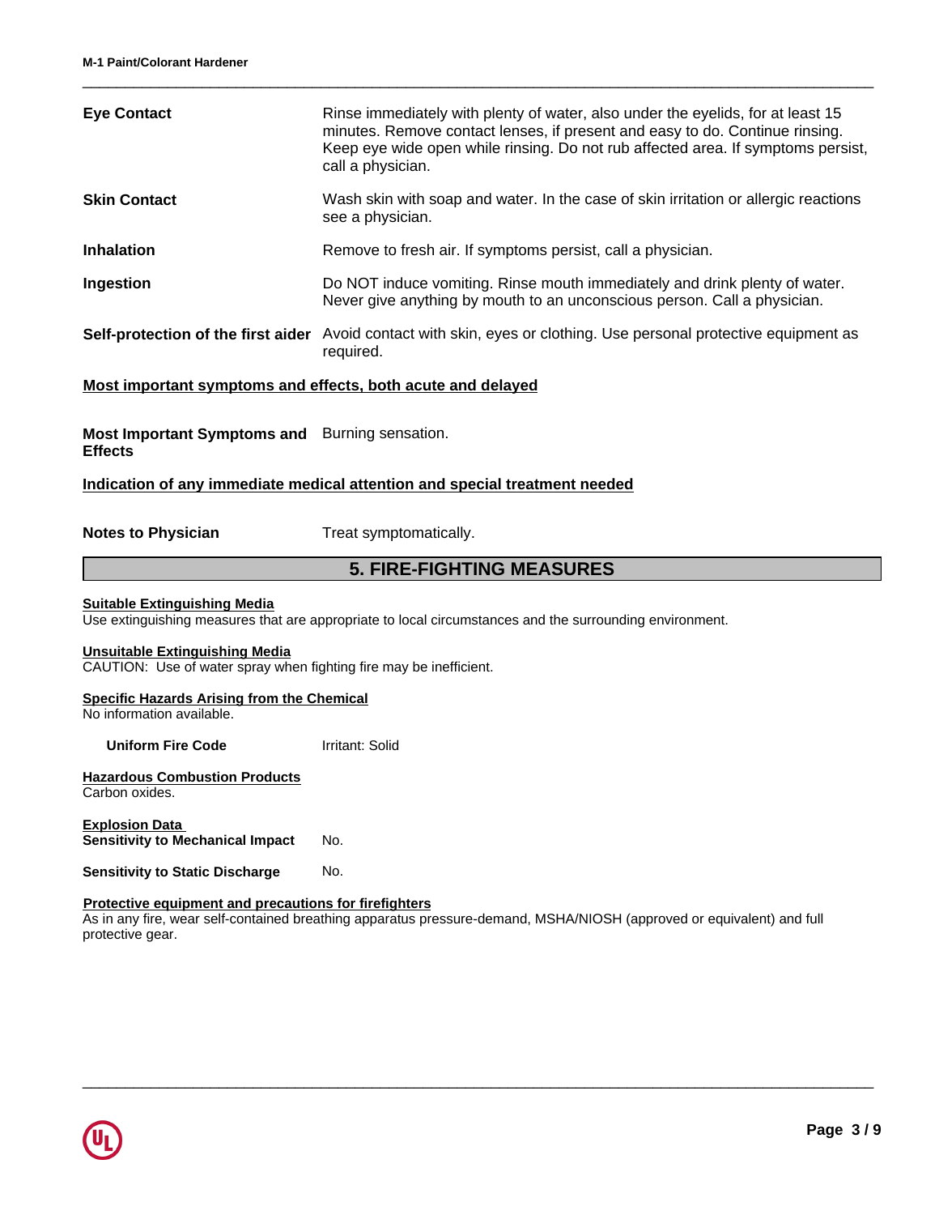| | |
|---|---|
| **Eye Contact** | Rinse immediately with plenty of water, also under the eyelids, for at least 15 minutes. Remove contact lenses, if present and easy to do. Continue rinsing. Keep eye wide open while rinsing. Do not rub affected area. If symptoms persist, call a physician. |
| **Skin Contact** | Wash skin with soap and water. In the case of skin irritation or allergic reactions see a physician. |
| **Inhalation** | Remove to fresh air. If symptoms persist, call a physician. |
| **Ingestion** | Do NOT induce vomiting. Rinse mouth immediately and drink plenty of water. Never give anything by mouth to an unconscious person. Call a physician. |
| **Self-protection of the first aider** | Avoid contact with skin, eyes or clothing. Use personal protective equipment as required. |

**Most important symptoms and effects, both acute and delayed**

**Most Important Symptoms and Effects** Burning sensation.

**Indication of any immediate medical attention and special treatment needed**

**Notes to Physician** Treat symptomatically.

## 5. FIRE-FIGHTING MEASURES

**Suitable Extinguishing Media**

Use extinguishing measures that are appropriate to local circumstances and the surrounding environment.

**Unsuitable Extinguishing Media**

CAUTION: Use of water spray when fighting fire may be inefficient.

**Specific Hazards Arising from the Chemical**

No information available.

**Uniform Fire Code** Irritant: Solid

**Hazardous Combustion Products**

Carbon oxides.

**Explosion Data**

**Sensitivity to Mechanical Impact** No.

**Sensitivity to Static Discharge** No.

**Protective equipment and precautions for firefighters**

As in any fire, wear self-contained breathing apparatus pressure-demand, MSHA/NIOSH (approved or equivalent) and full protective gear.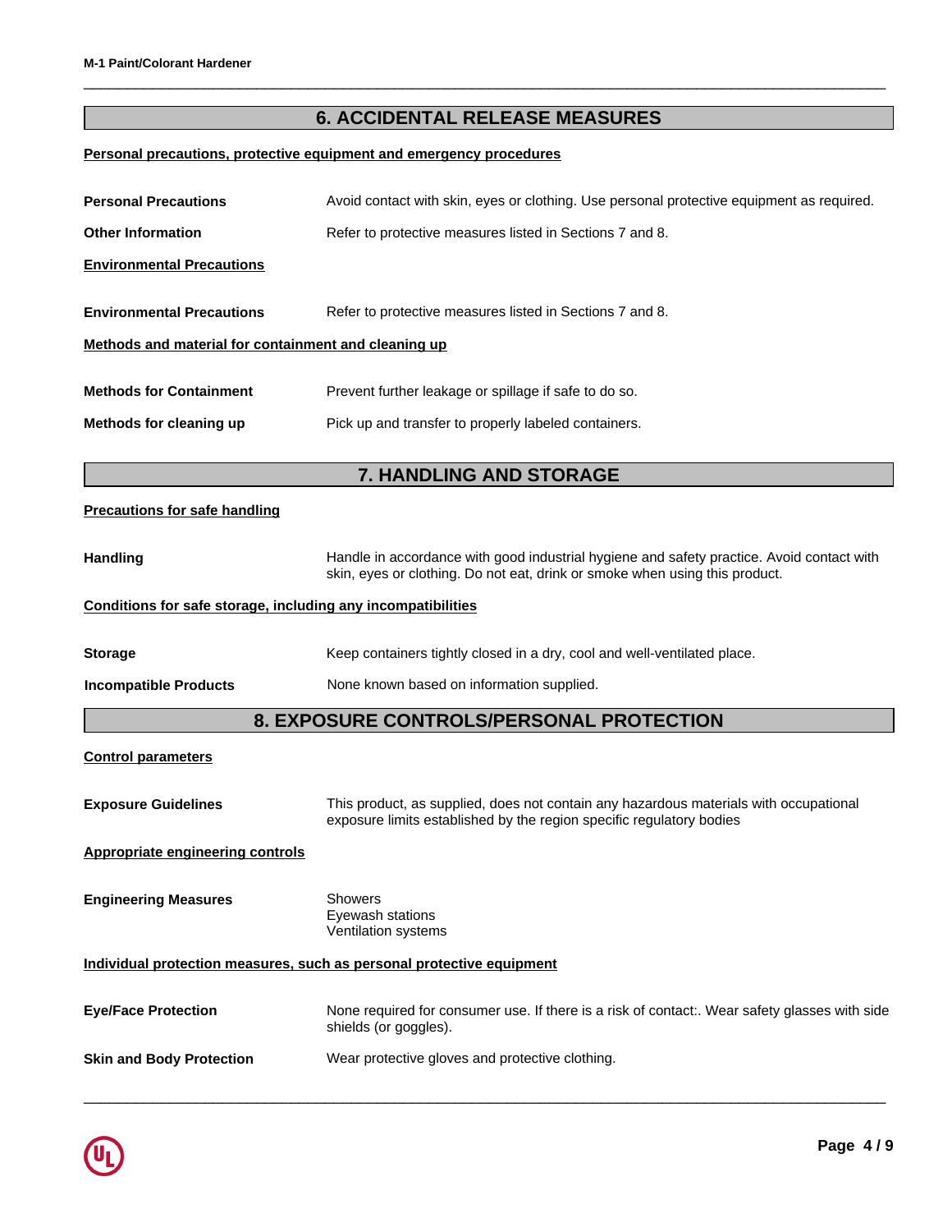## 6. ACCIDENTAL RELEASE MEASURES

**Personal precautions, protective equipment and emergency procedures**

| | |
|---|---|
| **Personal Precautions** | Avoid contact with skin, eyes or clothing. Use personal protective equipment as required. |
| **Other Information** | Refer to protective measures listed in Sections 7 and 8. |

**Environmental Precautions**

| | |
|---|---|
| **Environmental Precautions** | Refer to protective measures listed in Sections 7 and 8. |

**Methods and material for containment and cleaning up**

| | |
|---|---|
| **Methods for Containment** | Prevent further leakage or spillage if safe to do so. |
| **Methods for cleaning up** | Pick up and transfer to properly labeled containers. |

## 7. HANDLING AND STORAGE

**Precautions for safe handling**

| | |
|---|---|
| **Handling** | Handle in accordance with good industrial hygiene and safety practice. Avoid contact with skin, eyes or clothing. Do not eat, drink or smoke when using this product. |

**Conditions for safe storage, including any incompatibilities**

| | |
|---|---|
| **Storage** | Keep containers tightly closed in a dry, cool and well-ventilated place. |
| **Incompatible Products** | None known based on information supplied. |

## 8. EXPOSURE CONTROLS/PERSONAL PROTECTION

**Control parameters**

| | |
|---|---|
| **Exposure Guidelines** | This product, as supplied, does not contain any hazardous materials with occupational exposure limits established by the region specific regulatory bodies |

**Appropriate engineering controls**

| | |
|---|---|
| **Engineering Measures** | Showers<br>Eyewash stations<br>Ventilation systems |

**Individual protection measures, such as personal protective equipment**

| | |
|---|---|
| **Eye/Face Protection** | None required for consumer use. If there is a risk of contact:. Wear safety glasses with side shields (or goggles). |
| **Skin and Body Protection** | Wear protective gloves and protective clothing. |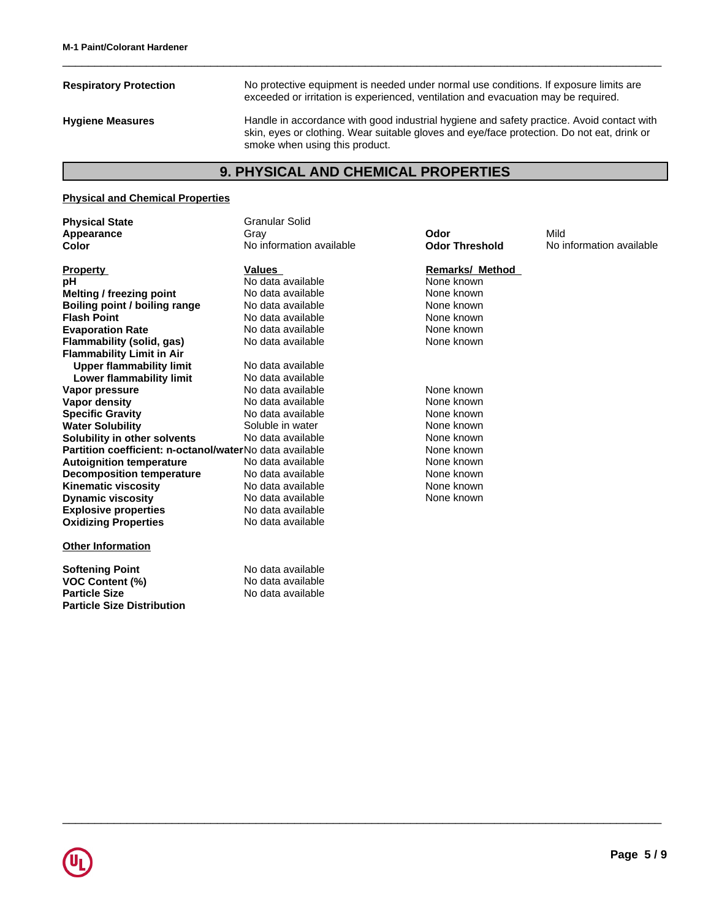**Respiratory Protection**

No protective equipment is needed under normal use conditions. If exposure limits are exceeded or irritation is experienced, ventilation and evacuation may be required.

**Hygiene Measures**

Handle in accordance with good industrial hygiene and safety practice. Avoid contact with skin, eyes or clothing. Wear suitable gloves and eye/face protection. Do not eat, drink or smoke when using this product.

## 9. PHYSICAL AND CHEMICAL PROPERTIES

**Physical and Chemical Properties**

| | | | |
|---|---|---|---|
| **Physical State** | Granular Solid | | |
| **Appearance** | Gray | **Odor** | Mild |
| **Color** | No information available | **Odor Threshold** | No information available |

| Property | Values | Remarks/ Method |
|---|---|---|
| **pH** | No data available | None known |
| **Melting / freezing point** | No data available | None known |
| **Boiling point / boiling range** | No data available | None known |
| **Flash Point** | No data available | None known |
| **Evaporation Rate** | No data available | None known |
| **Flammability (solid, gas)** | No data available | None known |
| **Flammability Limit in Air** | | |
| **Upper flammability limit** | No data available | |
| **Lower flammability limit** | No data available | |
| **Vapor pressure** | No data available | None known |
| **Vapor density** | No data available | None known |
| **Specific Gravity** | No data available | None known |
| **Water Solubility** | Soluble in water | None known |
| **Solubility in other solvents** | No data available | None known |
| **Partition coefficient: n-octanol/water** | No data available | None known |
| **Autoignition temperature** | No data available | None known |
| **Decomposition temperature** | No data available | None known |
| **Kinematic viscosity** | No data available | None known |
| **Dynamic viscosity** | No data available | None known |
| **Explosive properties** | No data available | |
| **Oxidizing Properties** | No data available | |

**Other Information**

| | |
|---|---|
| **Softening Point** | No data available |
| **VOC Content (%)** | No data available |
| **Particle Size** | No data available |
| **Particle Size Distribution** | |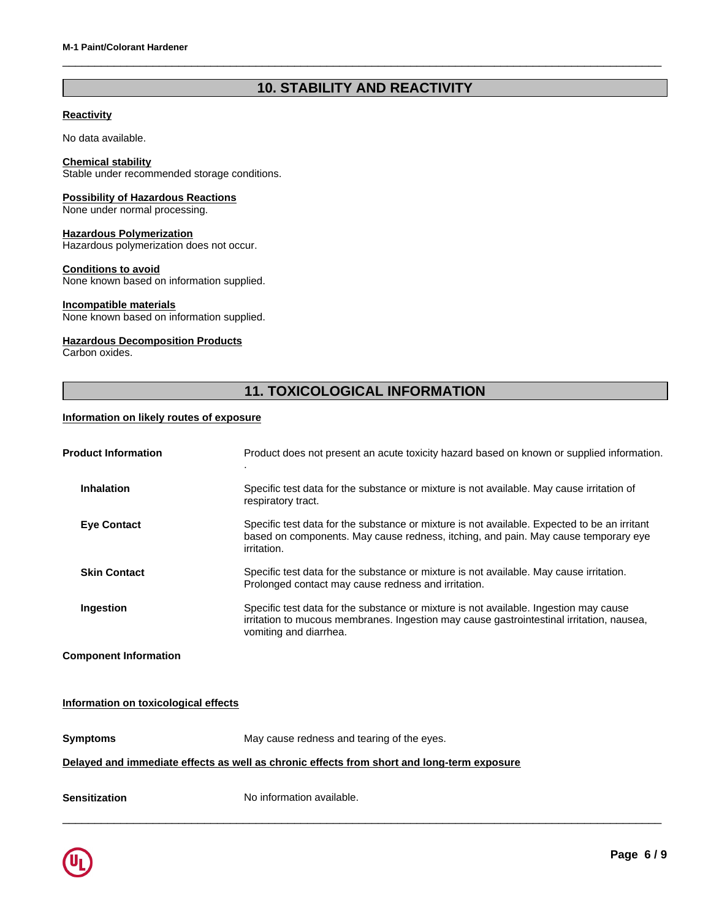## 10. STABILITY AND REACTIVITY

**Reactivity**

No data available.

**Chemical stability**
Stable under recommended storage conditions.

**Possibility of Hazardous Reactions**
None under normal processing.

**Hazardous Polymerization**
Hazardous polymerization does not occur.

**Conditions to avoid**
None known based on information supplied.

**Incompatible materials**
None known based on information supplied.

**Hazardous Decomposition Products**
Carbon oxides.

## 11. TOXICOLOGICAL INFORMATION

**Information on likely routes of exposure**

| | |
|---|---|
| **Product Information** | Product does not present an acute toxicity hazard based on known or supplied information. . |
| **Inhalation** | Specific test data for the substance or mixture is not available. May cause irritation of respiratory tract. |
| **Eye Contact** | Specific test data for the substance or mixture is not available. Expected to be an irritant based on components. May cause redness, itching, and pain. May cause temporary eye irritation. |
| **Skin Contact** | Specific test data for the substance or mixture is not available. May cause irritation. Prolonged contact may cause redness and irritation. |
| **Ingestion** | Specific test data for the substance or mixture is not available. Ingestion may cause irritation to mucous membranes. Ingestion may cause gastrointestinal irritation, nausea, vomiting and diarrhea. |

**Component Information**

**Information on toxicological effects**

**Symptoms** May cause redness and tearing of the eyes.

**Delayed and immediate effects as well as chronic effects from short and long-term exposure**

**Sensitization** No information available.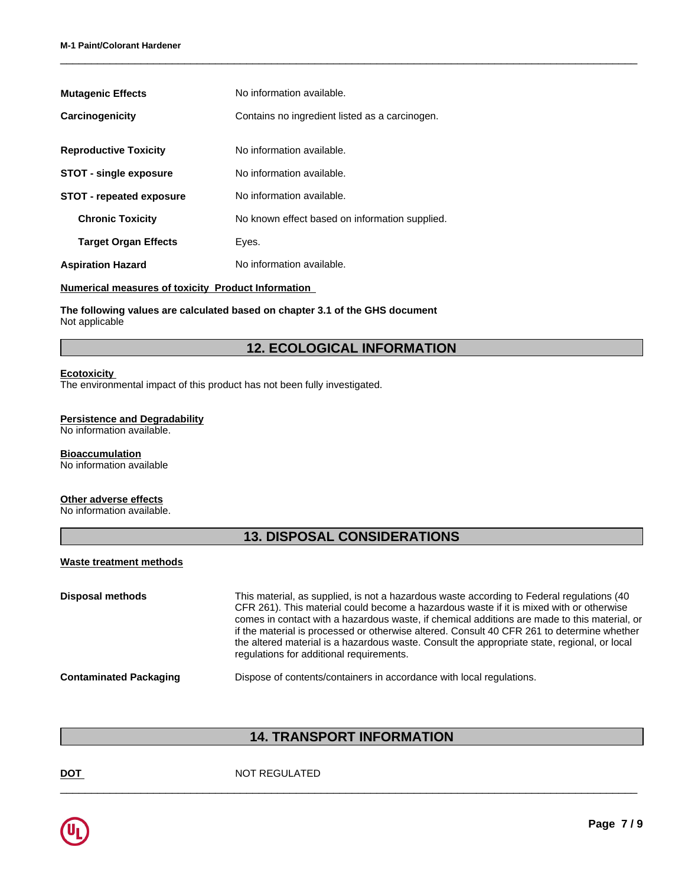| | |
|---|---|
| **Mutagenic Effects** | No information available. |
| **Carcinogenicity** | Contains no ingredient listed as a carcinogen. |
| **Reproductive Toxicity** | No information available. |
| **STOT - single exposure** | No information available. |
| **STOT - repeated exposure** | No information available. |
| **Chronic Toxicity** | No known effect based on information supplied. |
| **Target Organ Effects** | Eyes. |
| **Aspiration Hazard** | No information available. |

**Numerical measures of toxicity Product Information**

**The following values are calculated based on chapter 3.1 of the GHS document**
Not applicable

## 12. ECOLOGICAL INFORMATION

**Ecotoxicity**
The environmental impact of this product has not been fully investigated.

**Persistence and Degradability**
No information available.

**Bioaccumulation**
No information available

**Other adverse effects**
No information available.

## 13. DISPOSAL CONSIDERATIONS

**Waste treatment methods**

| | |
|---|---|
| **Disposal methods** | This material, as supplied, is not a hazardous waste according to Federal regulations (40 CFR 261). This material could become a hazardous waste if it is mixed with or otherwise comes in contact with a hazardous waste, if chemical additions are made to this material, or if the material is processed or otherwise altered. Consult 40 CFR 261 to determine whether the altered material is a hazardous waste. Consult the appropriate state, regional, or local regulations for additional requirements. |
| **Contaminated Packaging** | Dispose of contents/containers in accordance with local regulations. |

## 14. TRANSPORT INFORMATION

| | |
|---|---|
| **DOT** | NOT REGULATED |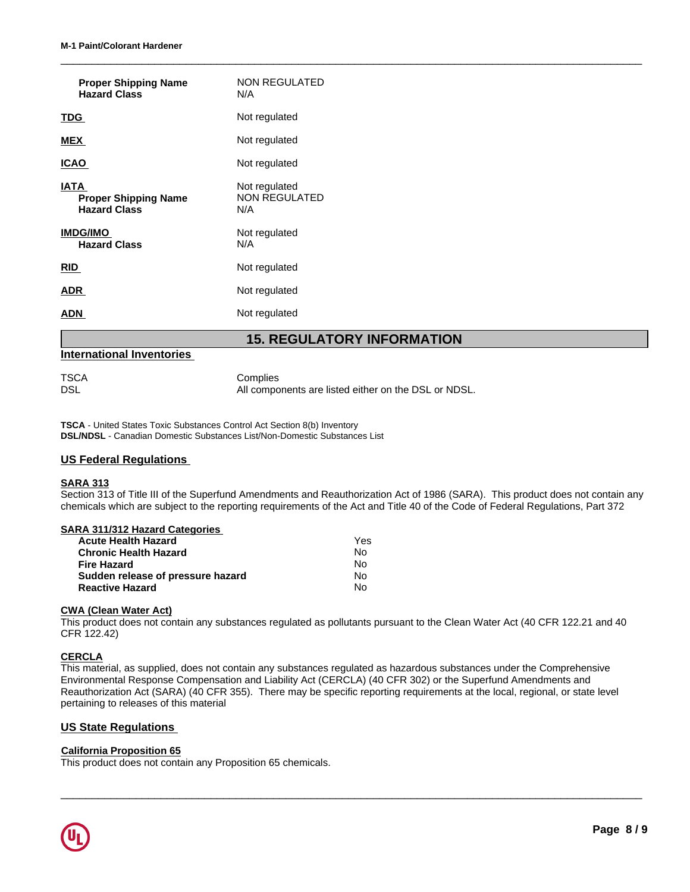| | |
|---|---|
| **Proper Shipping Name** | NON REGULATED |
| **Hazard Class** | N/A |
| **TDG** | Not regulated |
| **MEX** | Not regulated |
| **ICAO** | Not regulated |
| **IATA** | Not regulated |
| **Proper Shipping Name** | NON REGULATED |
| **Hazard Class** | N/A |
| **IMDG/IMO** | Not regulated |
| **Hazard Class** | N/A |
| **RID** | Not regulated |
| **ADR** | Not regulated |
| **ADN** | Not regulated |

## 15. REGULATORY INFORMATION

### International Inventories

| | |
|---|---|
| TSCA | Complies |
| DSL | All components are listed either on the DSL or NDSL. |

**TSCA** - United States Toxic Substances Control Act Section 8(b) Inventory
**DSL/NDSL** - Canadian Domestic Substances List/Non-Domestic Substances List

### US Federal Regulations

**SARA 313**

Section 313 of Title III of the Superfund Amendments and Reauthorization Act of 1986 (SARA). This product does not contain any chemicals which are subject to the reporting requirements of the Act and Title 40 of the Code of Federal Regulations, Part 372

**SARA 311/312 Hazard Categories**

| | |
|---|---|
| **Acute Health Hazard** | Yes |
| **Chronic Health Hazard** | No |
| **Fire Hazard** | No |
| **Sudden release of pressure hazard** | No |
| **Reactive Hazard** | No |

**CWA (Clean Water Act)**

This product does not contain any substances regulated as pollutants pursuant to the Clean Water Act (40 CFR 122.21 and 40 CFR 122.42)

**CERCLA**

This material, as supplied, does not contain any substances regulated as hazardous substances under the Comprehensive Environmental Response Compensation and Liability Act (CERCLA) (40 CFR 302) or the Superfund Amendments and Reauthorization Act (SARA) (40 CFR 355). There may be specific reporting requirements at the local, regional, or state level pertaining to releases of this material

### US State Regulations

**California Proposition 65**

This product does not contain any Proposition 65 chemicals.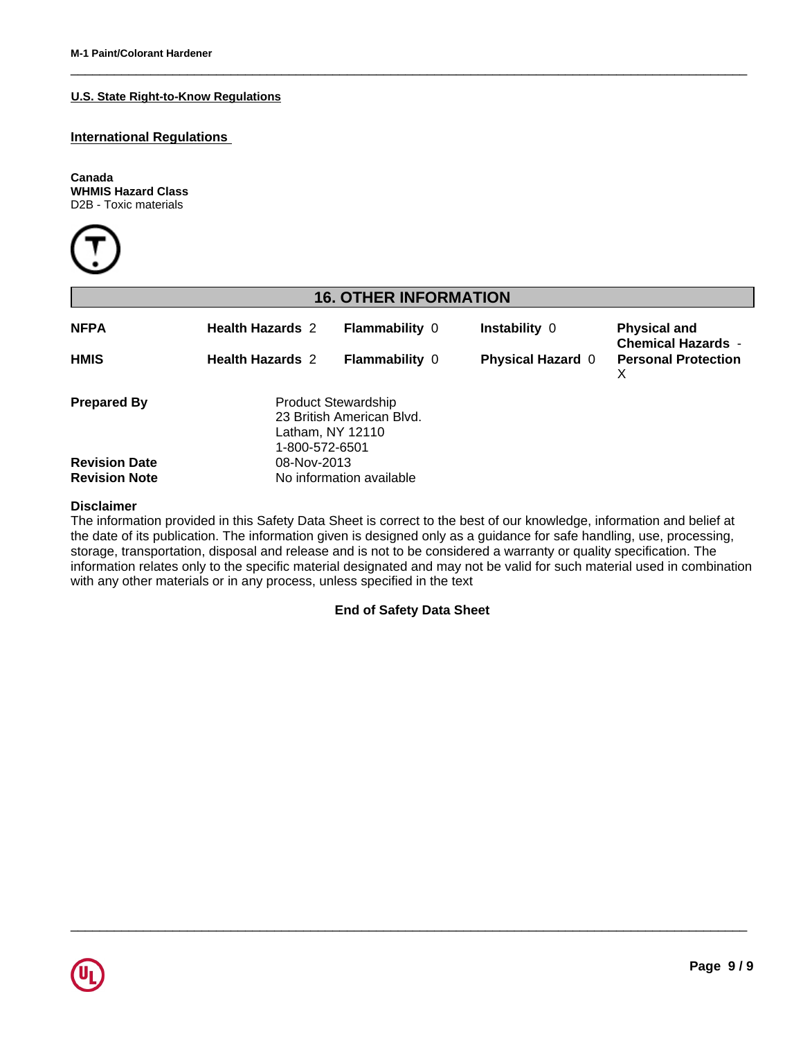## U.S. State Right-to-Know Regulations

## International Regulations

**Canada**
**WHMIS Hazard Class**
D2B - Toxic materials

## 16. OTHER INFORMATION

| | | | | |
|---|---|---|---|---|
| **NFPA** | **Health Hazards** 2 | **Flammability** 0 | **Instability** 0 | **Physical and Chemical Hazards** - |
| **HMIS** | **Health Hazards** 2 | **Flammability** 0 | **Physical Hazard** 0 | **Personal Protection** X |

**Prepared By** Product Stewardship
23 British American Blvd.
Latham, NY 12110
1-800-572-6501

**Revision Date** 08-Nov-2013
**Revision Note** No information available

**Disclaimer**
The information provided in this Safety Data Sheet is correct to the best of our knowledge, information and belief at the date of its publication. The information given is designed only as a guidance for safe handling, use, processing, storage, transportation, disposal and release and is not to be considered a warranty or quality specification. The information relates only to the specific material designated and may not be valid for such material used in combination with any other materials or in any process, unless specified in the text

**End of Safety Data Sheet**